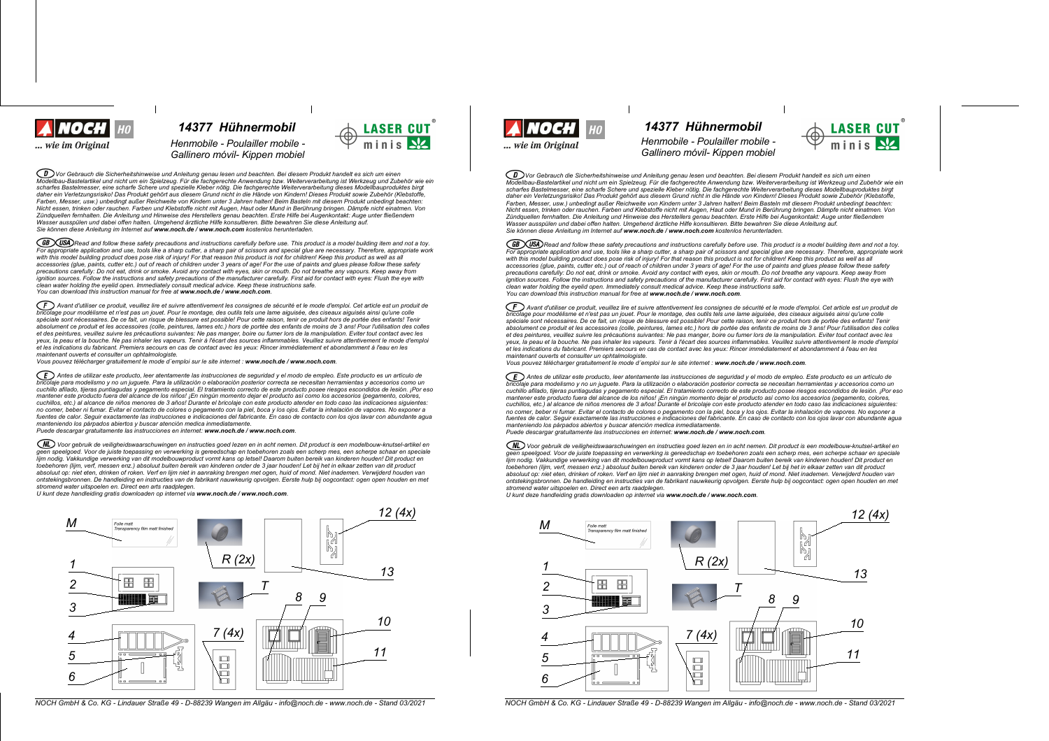# 14377 Hühnermobil

Henmobile - Poulailler mobile - Gallinero móvil- Kippen mobiel

NOCH HO ... wie im Original

LASER CUT minis

**D** Vor Gebrauch die Sicherheitshinweise und Anleitung genau lesen und beachten. Bei diesem Produkt handelt es sich um einen Modellbau-Bastelartikel und nicht um ein Spielzeug. Für die fachgerechte Anwendung bzw. Weiterverarbeitung ist Werkzeug und Zubehör wie ein scharfes Bastelmesser, eine scharfe Schere und spezielle Kleber nötig. Die fachgerechte Weiterverarbeitung dieses Modellbauproduktes birgt daher ein Verletzungsrisiko! Das Produkt gehört aus diesem Grund nicht in die Hände von Kindern! Dieses Produkt sowie Zubehör (Klebstoffe, Farben, Messer, usw.) unbedingt außer Reichweite von Kindern unter 3 Jahren halten! Beim Basteln mit diesem Produkt unbedingt beachten: Nicht essen, trinken oder rauchen. Farben und Klebstoffe nicht mit Augen, Haut oder Mund in Berührung bringen. Dämpfe nicht einatmen. Von Zündquellen fernhalten. Die Anleitung und Hinweise des Herstellers genau beachten. Erste Hilfe bei Augenkontakt: Auge unter fließendem Wasser ausspülen und dabei offen halten. Umgehend ärztliche Hilfe konsultieren. Bitte bewahren Sie diese Anleitung auf.
Sie können diese Anleitung im Internet auf **www.noch.de / www.noch.com** kostenlos herunterladen.

**GB USA** Read and follow these safety precautions and instructions carefully before use. This product is a model building item and not a toy. For appropriate application and use, tools like a sharp cutter, a sharp pair of scissors and special glue are necessary. Therefore, appropriate work with this model building product does pose risk of injury! For that reason this product is not for children! Keep this product as well as all accessories (glue, paints, cutter etc.) out of reach of children under 3 years of age! For the use of paints and glues please follow these safety precautions carefully: Do not eat, drink or smoke. Avoid any contact with eyes, skin or mouth. Do not breathe any vapours. Keep away from ignition sources. Follow the instructions and safety precautions of the manufacturer carefully. First aid for contact with eyes: Flush the eye with clean water holding the eyelid open. Immediately consult medical advice. Keep these instructions safe.
You can download this instruction manual for free at **www.noch.de / www.noch.com**.

**F** Avant d'utiliser ce produit, veuillez lire et suivre attentivement les consignes de sécurité et le mode d'emploi. Cet article est un produit de bricolage pour modélisme et n'est pas un jouet. Pour le montage, des outils tels une lame aiguisée, des ciseaux aiguisés ainsi qu'une colle spéciale sont nécessaires. De ce fait, un risque de blessure est possible! Pour cette raison, tenir ce produit hors de portée des enfants! Tenir absolument ce produit et les accessoires (colle, peintures, lames etc.) hors de portée des enfants de moins de 3 ans! Pour l'utilisation des colles et des peintures, veuillez suivre les précautions suivantes: Ne pas manger, boire ou fumer lors de la manipulation. Eviter tout contact avec les yeux, la peau et la bouche. Ne pas inhaler les vapeurs. Tenir à l'écart des sources inflammables. Veuillez suivre attentivement le mode d'emploi et les indications du fabricant. Premiers secours en cas de contact avec les yeux: Rincer immédiatement et abondamment à l'eau en les maintenant ouverts et consulter un ophtalmologiste.
Vous pouvez télécharger gratuitement le mode d´emploi sur le site internet : **www.noch.de / www.noch.com**.

**E** Antes de utilizar este producto, leer atentamente las instrucciones de seguridad y el modo de empleo. Este producto es un artículo de bricolaje para modelismo y no un juguete. Para la utilización o elaboración posterior correcta se necesitan herramientas y accesorios como un cuchillo afilado, tijeras puntiagudas y pegamento especial. El tratamiento correcto de este producto posee riesgos escondidos de lesión. ¡Por eso mantener este producto fuera del alcance de los niños! ¡En ningún momento dejar el producto así como los accesorios (pegamento, colores, cuchillos, etc.) al alcance de niños menores de 3 años! Durante el bricolaje con este producto atender en todo caso las indicaciones siguientes: no comer, beber ni fumar. Evitar el contacto de colores o pegamento con la piel, boca y los ojos. Evitar la inhalación de vapores. No exponer a fuentes de calor. Seguir exactamente las instrucciones e indicaciones del fabricante. En caso de contacto con los ojos lavar con abundante agua manteniendo los párpados abiertos y buscar atención médica inmediatamente.
Puede descargar gratuitamente las instrucciones en internet: **www.noch.de / www.noch.com**.

**NL** Voor gebruik de veiligheidswaarschuwingen en instructies goed lezen en in acht nemen. Dit product is een modelbouw-knutsel-artikel en geen speelgoed. Voor de juiste toepassing en verwerking is gereedschap en toebehoren zoals een scherp mes, een scherpe schaar en speciale lijm nodig. Vakkundige verwerking van dit modelbouwproduct vormt kans op letsel! Daarom buiten bereik van kinderen houden! Dit product en toebehoren (lijm, verf, messen enz.) absoluut buiten bereik van kinderen onder de 3 jaar houden! Let bij het in elkaar zetten van dit product absoluut op: niet eten, drinken of roken. Verf en lijm niet in aanraking brengen met ogen, huid of mond. Niet inademen. Verwijderd houden van ontstekingsbronnen. De handleiding en instructies van de fabrikant nauwkeurig opvolgen. Eerste hulp bij oogcontact: ogen open houden en met stromend water uitspoelen en. Direct een arts raadplegen.
U kunt deze handleiding gratis downloaden op internet via **www.noch.de / www.noch.com**.

M — Folie matt / Transparency film matt finished

R (2x)

12 (4x)

13

1

2

3

T

8

9

10

11

4

5

6

7 (4x)

NOCH GmbH & Co. KG - Lindauer Straße 49 - D-88239 Wangen im Allgäu - info@noch.de - www.noch.de - Stand 03/2021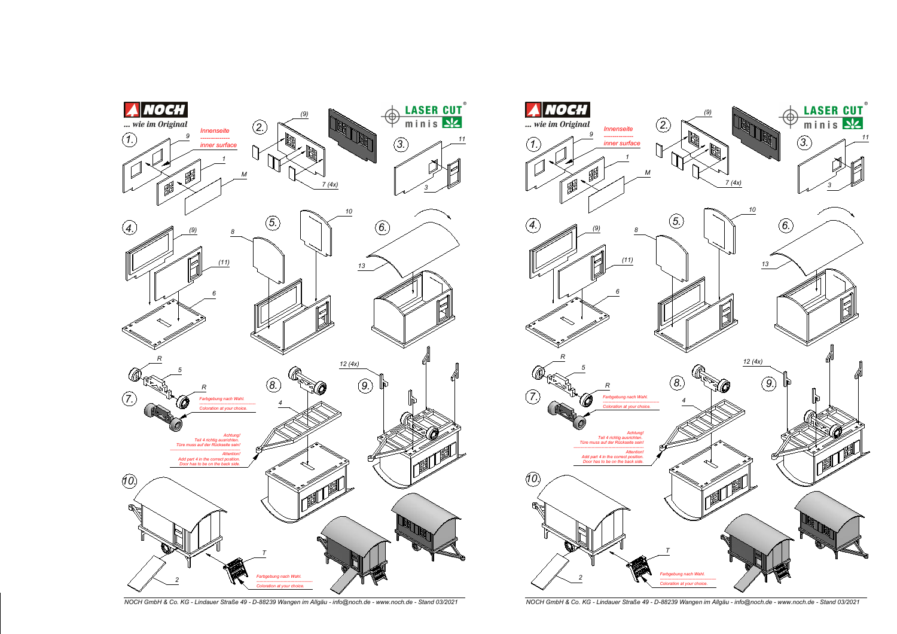NOCH

... wie im Original

LASER CUT minis

1.

Innenseite

inner surface

9

1

M

2.

(9)

7 (4x)

3.

11

3

4.

(9)

(11)

6

5.

8

10

6.

13

7.

R

5

R

Farbgebung nach Wahl.

Coloration at your choice.

Achtung!
Teil 4 richtig ausrichten.
Türe muss auf der Rückseite sein!

Attention!
Add part 4 in the correct position.
Door has to be on the back side.

8.

4

9.

12 (4x)

10.

T

2

Farbgebung nach Wahl.

Coloration at your choice.

NOCH GmbH & Co. KG - Lindauer Straße 49 - D-88239 Wangen im Allgäu - info@noch.de - www.noch.de - Stand 03/2021

NOCH

... wie im Original

LASER CUT minis

1.

Innenseite

inner surface

9

1

M

2.

(9)

7 (4x)

3.

11

3

4.

(9)

(11)

6

5.

8

10

6.

13

7.

R

5

R

Farbgebung nach Wahl.

Coloration at your choice.

Achtung!
Teil 4 richtig ausrichten.
Türe muss auf der Rückseite sein!

Attention!
Add part 4 in the correct position.
Door has to be on the back side.

8.

4

9.

12 (4x)

10.

T

2

Farbgebung nach Wahl.

Coloration at your choice.

NOCH GmbH & Co. KG - Lindauer Straße 49 - D-88239 Wangen im Allgäu - info@noch.de - www.noch.de - Stand 03/2021